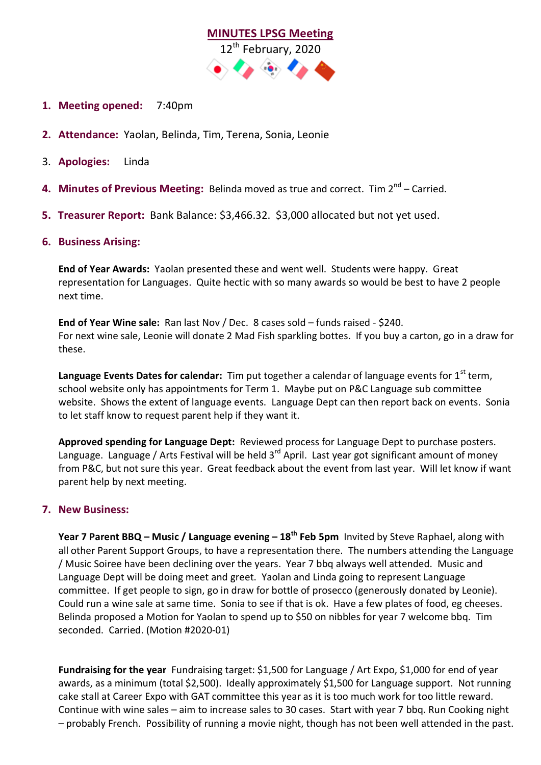# MINUTES LPSG Meeting

12th February, 2020

1. **Meeting opened:** 7:40pm

2. **Attendance:** Yaolan, Belinda, Tim, Terena, Sonia, Leonie

3. **Apologies:** Linda

4. **Minutes of Previous Meeting:** Belinda moved as true and correct. Tim 2nd – Carried.

5. **Treasurer Report:** Bank Balance: $3,466.32. $3,000 allocated but not yet used.

6. **Business Arising:**

   **End of Year Awards:** Yaolan presented these and went well. Students were happy. Great representation for Languages. Quite hectic with so many awards so would be best to have 2 people next time.

   **End of Year Wine sale:** Ran last Nov / Dec. 8 cases sold – funds raised - $240. For next wine sale, Leonie will donate 2 Mad Fish sparkling bottes. If you buy a carton, go in a draw for these.

   **Language Events Dates for calendar:** Tim put together a calendar of language events for 1st term, school website only has appointments for Term 1. Maybe put on P&C Language sub committee website. Shows the extent of language events. Language Dept can then report back on events. Sonia to let staff know to request parent help if they want it.

   **Approved spending for Language Dept:** Reviewed process for Language Dept to purchase posters. Language. Language / Arts Festival will be held 3rd April. Last year got significant amount of money from P&C, but not sure this year. Great feedback about the event from last year. Will let know if want parent help by next meeting.

7. **New Business:**

   **Year 7 Parent BBQ – Music / Language evening – 18th Feb 5pm** Invited by Steve Raphael, along with all other Parent Support Groups, to have a representation there. The numbers attending the Language / Music Soiree have been declining over the years. Year 7 bbq always well attended. Music and Language Dept will be doing meet and greet. Yaolan and Linda going to represent Language committee. If get people to sign, go in draw for bottle of prosecco (generously donated by Leonie). Could run a wine sale at same time. Sonia to see if that is ok. Have a few plates of food, eg cheeses. Belinda proposed a Motion for Yaolan to spend up to $50 on nibbles for year 7 welcome bbq. Tim seconded. Carried. (Motion #2020-01)

   **Fundraising for the year** Fundraising target: $1,500 for Language / Art Expo, $1,000 for end of year awards, as a minimum (total $2,500). Ideally approximately $1,500 for Language support. Not running cake stall at Career Expo with GAT committee this year as it is too much work for too little reward. Continue with wine sales – aim to increase sales to 30 cases. Start with year 7 bbq. Run Cooking night – probably French. Possibility of running a movie night, though has not been well attended in the past.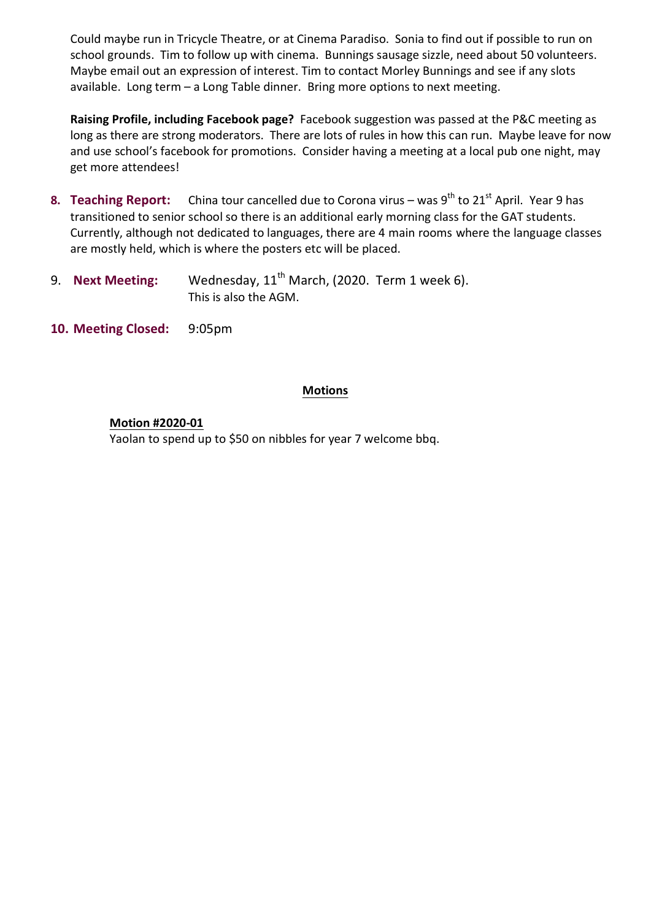Could maybe run in Tricycle Theatre, or at Cinema Paradiso. Sonia to find out if possible to run on school grounds. Tim to follow up with cinema. Bunnings sausage sizzle, need about 50 volunteers. Maybe email out an expression of interest. Tim to contact Morley Bunnings and see if any slots available. Long term – a Long Table dinner. Bring more options to next meeting.

**Raising Profile, including Facebook page?** Facebook suggestion was passed at the P&C meeting as long as there are strong moderators. There are lots of rules in how this can run. Maybe leave for now and use school's facebook for promotions. Consider having a meeting at a local pub one night, may get more attendees!

8. **Teaching Report:** China tour cancelled due to Corona virus – was 9th to 21st April. Year 9 has transitioned to senior school so there is an additional early morning class for the GAT students. Currently, although not dedicated to languages, there are 4 main rooms where the language classes are mostly held, which is where the posters etc will be placed.

9. **Next Meeting:** Wednesday, 11th March, (2020. Term 1 week 6). This is also the AGM.

10. **Meeting Closed:** 9:05pm

## Motions

**Motion #2020-01**

Yaolan to spend up to $50 on nibbles for year 7 welcome bbq.